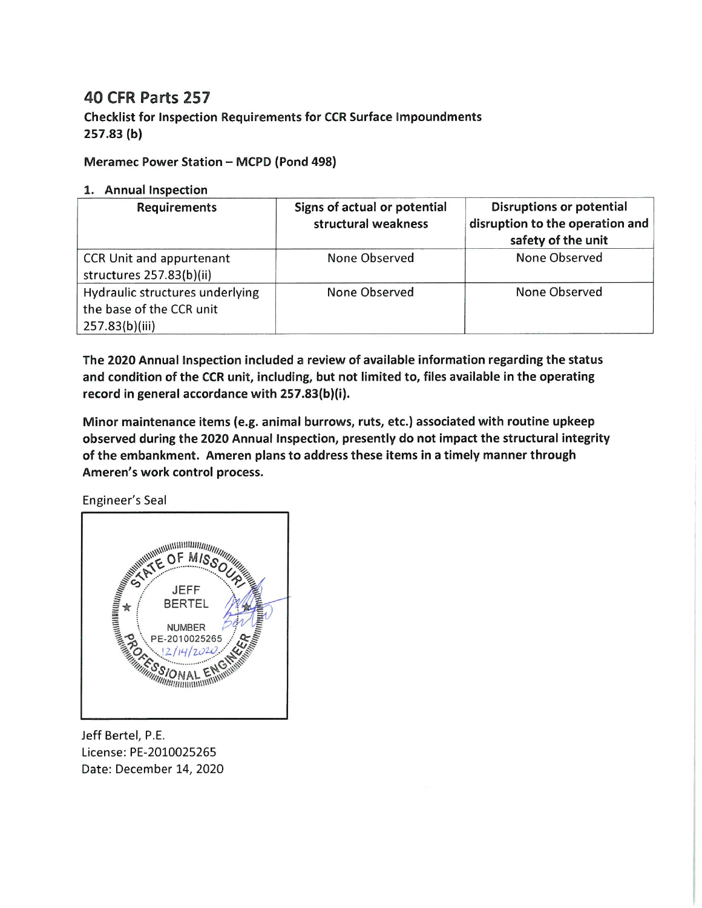# 40 CFR Parts 257

### Checklist for Inspection Requirements for CCR Surface Impoundments 257.83 (b)

**Meramec Power Station – MCPD (Pond 498)**

**1. Annual Inspection**

| Requirements | Signs of actual or potential structural weakness | Disruptions or potential disruption to the operation and safety of the unit |
|---|---|---|
| CCR Unit and appurtenant structures 257.83(b)(ii) | None Observed | None Observed |
| Hydraulic structures underlying the base of the CCR unit 257.83(b)(iii) | None Observed | None Observed |

**The 2020 Annual Inspection included a review of available information regarding the status and condition of the CCR unit, including, but not limited to, files available in the operating record in general accordance with 257.83(b)(i).**

**Minor maintenance items (e.g. animal burrows, ruts, etc.) associated with routine upkeep observed during the 2020 Annual Inspection, presently do not impact the structural integrity of the embankment. Ameren plans to address these items in a timely manner through Ameren's work control process.**

Engineer's Seal

STATE OF MISSOURI
JEFF BERTEL
NUMBER PE-2010025265
12/14/2020
PROFESSIONAL ENGINEER

Jeff Bertel, P.E.
License: PE-2010025265
Date: December 14, 2020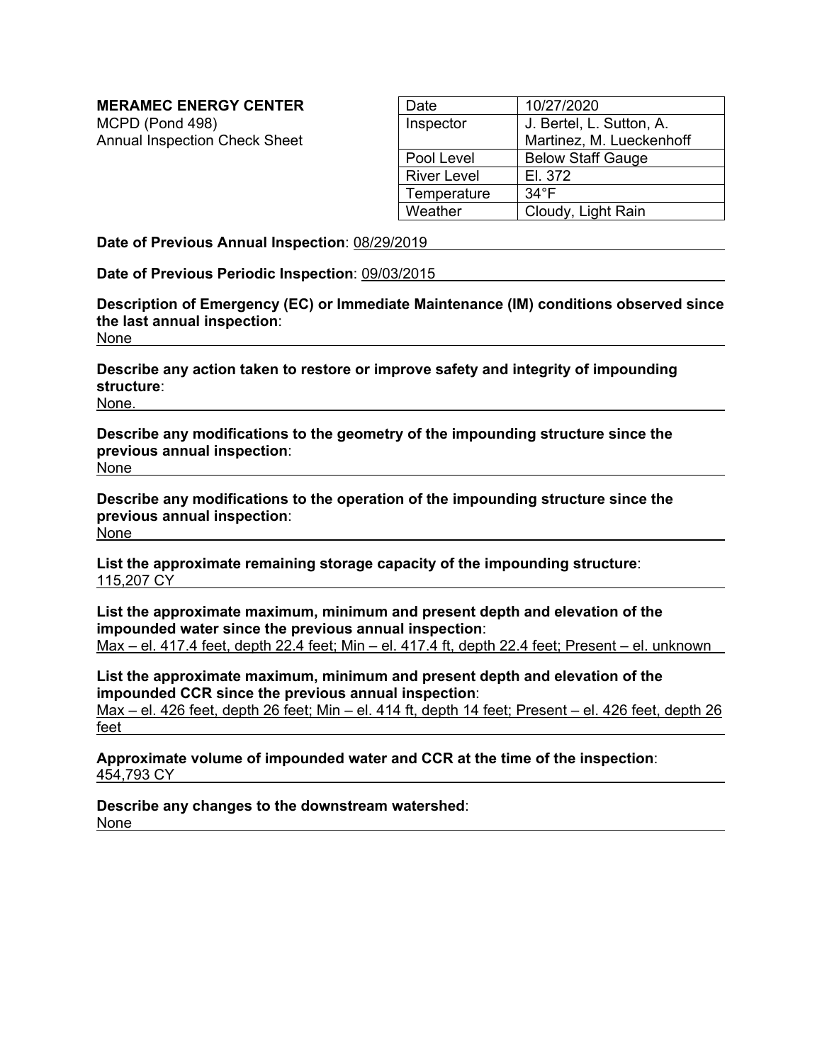**MERAMEC ENERGY CENTER**
MCPD (Pond 498)
Annual Inspection Check Sheet

| | |
|---|---|
| Date | 10/27/2020 |
| Inspector | J. Bertel, L. Sutton, A. Martinez, M. Lueckenhoff |
| Pool Level | Below Staff Gauge |
| River Level | El. 372 |
| Temperature | 34°F |
| Weather | Cloudy, Light Rain |

**Date of Previous Annual Inspection**: 08/29/2019

**Date of Previous Periodic Inspection**: 09/03/2015

**Description of Emergency (EC) or Immediate Maintenance (IM) conditions observed since the last annual inspection**:
None

**Describe any action taken to restore or improve safety and integrity of impounding structure**:
None.

**Describe any modifications to the geometry of the impounding structure since the previous annual inspection**:
None

**Describe any modifications to the operation of the impounding structure since the previous annual inspection**:
None

**List the approximate remaining storage capacity of the impounding structure**:
115,207 CY

**List the approximate maximum, minimum and present depth and elevation of the impounded water since the previous annual inspection**:
Max – el. 417.4 feet, depth 22.4 feet; Min – el. 417.4 ft, depth 22.4 feet; Present – el. unknown

**List the approximate maximum, minimum and present depth and elevation of the impounded CCR since the previous annual inspection**:
Max – el. 426 feet, depth 26 feet; Min – el. 414 ft, depth 14 feet; Present – el. 426 feet, depth 26 feet

**Approximate volume of impounded water and CCR at the time of the inspection**:
454,793 CY

**Describe any changes to the downstream watershed**:
None